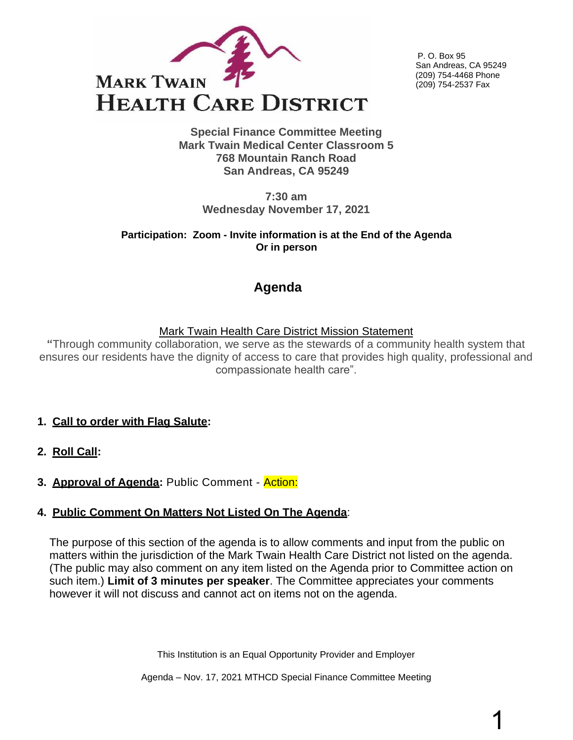# MARK TWAIN HEALTH CARE DISTRICT

P. O. Box 95
San Andreas, CA 95249
(209) 754-4468 Phone
(209) 754-2537 Fax

**Special Finance Committee Meeting**
**Mark Twain Medical Center Classroom 5**
**768 Mountain Ranch Road**
**San Andreas, CA 95249**

**7:30 am**
**Wednesday November 17, 2021**

**Participation: Zoom - Invite information is at the End of the Agenda**
**Or in person**

## Agenda

Mark Twain Health Care District Mission Statement

**"**Through community collaboration, we serve as the stewards of a community health system that ensures our residents have the dignity of access to care that provides high quality, professional and compassionate health care".

1. **Call to order with Flag Salute:**

2. **Roll Call:**

3. **Approval of Agenda:** Public Comment - Action:

4. **Public Comment On Matters Not Listed On The Agenda**:

   The purpose of this section of the agenda is to allow comments and input from the public on matters within the jurisdiction of the Mark Twain Health Care District not listed on the agenda. (The public may also comment on any item listed on the Agenda prior to Committee action on such item.) **Limit of 3 minutes per speaker**. The Committee appreciates your comments however it will not discuss and cannot act on items not on the agenda.

This Institution is an Equal Opportunity Provider and Employer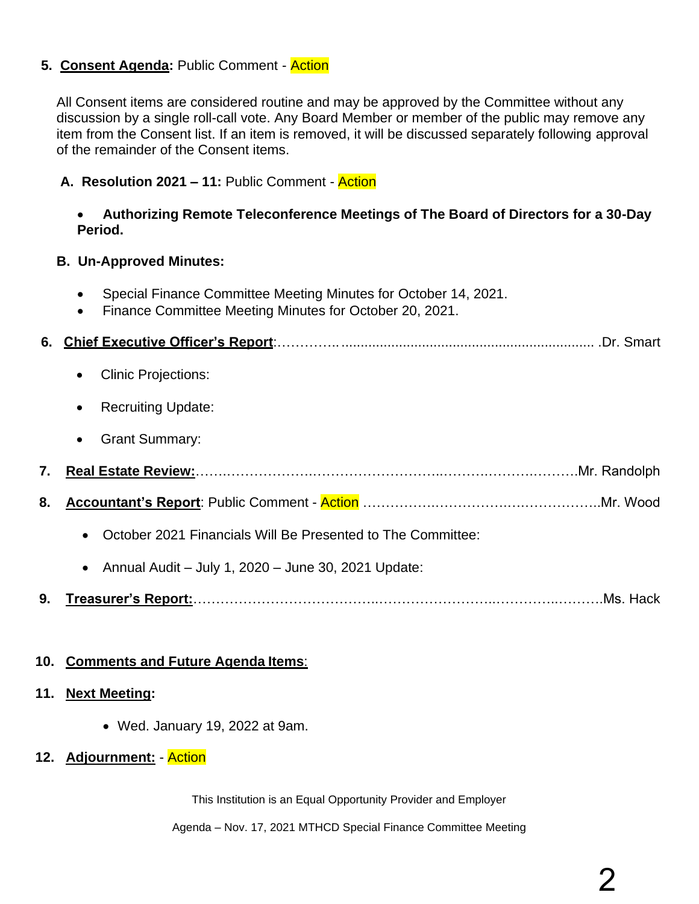5. **Consent Agenda:** Public Comment - Action

All Consent items are considered routine and may be approved by the Committee without any discussion by a single roll-call vote. Any Board Member or member of the public may remove any item from the Consent list. If an item is removed, it will be discussed separately following approval of the remainder of the Consent items.

**A. Resolution 2021 – 11:** Public Comment - Action

- **Authorizing Remote Teleconference Meetings of The Board of Directors for a 30-Day Period.**

**B. Un-Approved Minutes:**

- Special Finance Committee Meeting Minutes for October 14, 2021.
- Finance Committee Meeting Minutes for October 20, 2021.

6. **Chief Executive Officer's Report**:…………. ................................................................. .Dr. Smart

- Clinic Projections:
- Recruiting Update:
- Grant Summary:

7. **Real Estate Review:**…….………………….…………………………..……….……….……….Mr. Randolph

8. **Accountant's Report**: Public Comment - Action ………….………………….….……………..Mr. Wood

- October 2021 Financials Will Be Presented to The Committee:
- Annual Audit – July 1, 2020 – June 30, 2021 Update:

9. **Treasurer's Report:**………………………………..……………………..…………..……….Ms. Hack

10. **Comments and Future Agenda Items**:

11. **Next Meeting:**

- Wed. January 19, 2022 at 9am.

12. **Adjournment:** - Action

This Institution is an Equal Opportunity Provider and Employer

Agenda – Nov. 17, 2021 MTHCD Special Finance Committee Meeting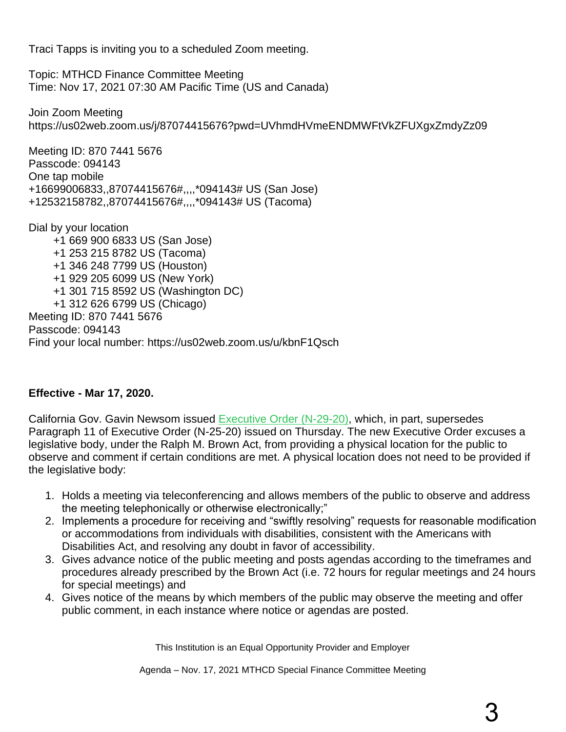Traci Tapps is inviting you to a scheduled Zoom meeting.

Topic: MTHCD Finance Committee Meeting
Time: Nov 17, 2021 07:30 AM Pacific Time (US and Canada)

Join Zoom Meeting
https://us02web.zoom.us/j/87074415676?pwd=UVhmdHVmeENDMWFtVkZFUXgxZmdyZz09

Meeting ID: 870 7441 5676
Passcode: 094143
One tap mobile
+16699006833,,87074415676#,,,,*094143# US (San Jose)
+12532158782,,87074415676#,,,,*094143# US (Tacoma)

Dial by your location
+1 669 900 6833 US (San Jose)
+1 253 215 8782 US (Tacoma)
+1 346 248 7799 US (Houston)
+1 929 205 6099 US (New York)
+1 301 715 8592 US (Washington DC)
+1 312 626 6799 US (Chicago)
Meeting ID: 870 7441 5676
Passcode: 094143
Find your local number: https://us02web.zoom.us/u/kbnF1Qsch

**Effective - Mar 17, 2020.**

California Gov. Gavin Newsom issued Executive Order (N-29-20), which, in part, supersedes Paragraph 11 of Executive Order (N-25-20) issued on Thursday. The new Executive Order excuses a legislative body, under the Ralph M. Brown Act, from providing a physical location for the public to observe and comment if certain conditions are met. A physical location does not need to be provided if the legislative body:

1. Holds a meeting via teleconferencing and allows members of the public to observe and address the meeting telephonically or otherwise electronically;"
2. Implements a procedure for receiving and "swiftly resolving" requests for reasonable modification or accommodations from individuals with disabilities, consistent with the Americans with Disabilities Act, and resolving any doubt in favor of accessibility.
3. Gives advance notice of the public meeting and posts agendas according to the timeframes and procedures already prescribed by the Brown Act (i.e. 72 hours for regular meetings and 24 hours for special meetings) and
4. Gives notice of the means by which members of the public may observe the meeting and offer public comment, in each instance where notice or agendas are posted.

This Institution is an Equal Opportunity Provider and Employer